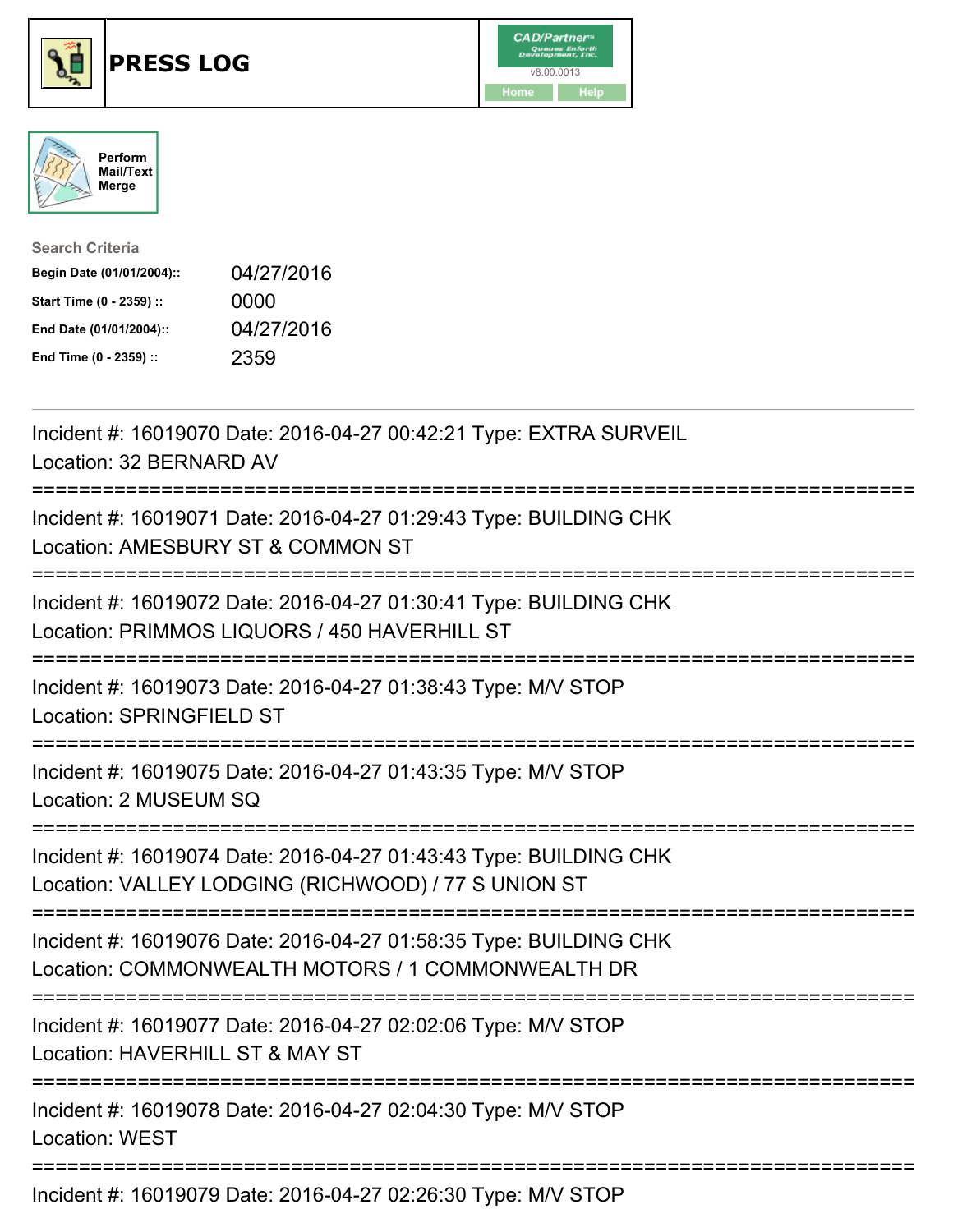# PRESS LOG

CAD/Partner™ v8.00.0013

Home Help

Perform Mail/Text Merge

**Search Criteria**

| | |
|---|---|
| **Begin Date (01/01/2004)::** | 04/27/2016 |
| **Start Time (0 - 2359) ::** | 0000 |
| **End Date (01/01/2004)::** | 04/27/2016 |
| **End Time (0 - 2359) ::** | 2359 |

Incident #: 16019070 Date: 2016-04-27 00:42:21 Type: EXTRA SURVEIL
Location: 32 BERNARD AV

===========================================================================

Incident #: 16019071 Date: 2016-04-27 01:29:43 Type: BUILDING CHK
Location: AMESBURY ST & COMMON ST

===========================================================================

Incident #: 16019072 Date: 2016-04-27 01:30:41 Type: BUILDING CHK
Location: PRIMMOS LIQUORS / 450 HAVERHILL ST

===========================================================================

Incident #: 16019073 Date: 2016-04-27 01:38:43 Type: M/V STOP
Location: SPRINGFIELD ST

===========================================================================

Incident #: 16019075 Date: 2016-04-27 01:43:35 Type: M/V STOP
Location: 2 MUSEUM SQ

===========================================================================

Incident #: 16019074 Date: 2016-04-27 01:43:43 Type: BUILDING CHK
Location: VALLEY LODGING (RICHWOOD) / 77 S UNION ST

===========================================================================

Incident #: 16019076 Date: 2016-04-27 01:58:35 Type: BUILDING CHK
Location: COMMONWEALTH MOTORS / 1 COMMONWEALTH DR

===========================================================================

Incident #: 16019077 Date: 2016-04-27 02:02:06 Type: M/V STOP
Location: HAVERHILL ST & MAY ST

===========================================================================

Incident #: 16019078 Date: 2016-04-27 02:04:30 Type: M/V STOP
Location: WEST

===========================================================================

Incident #: 16019079 Date: 2016-04-27 02:26:30 Type: M/V STOP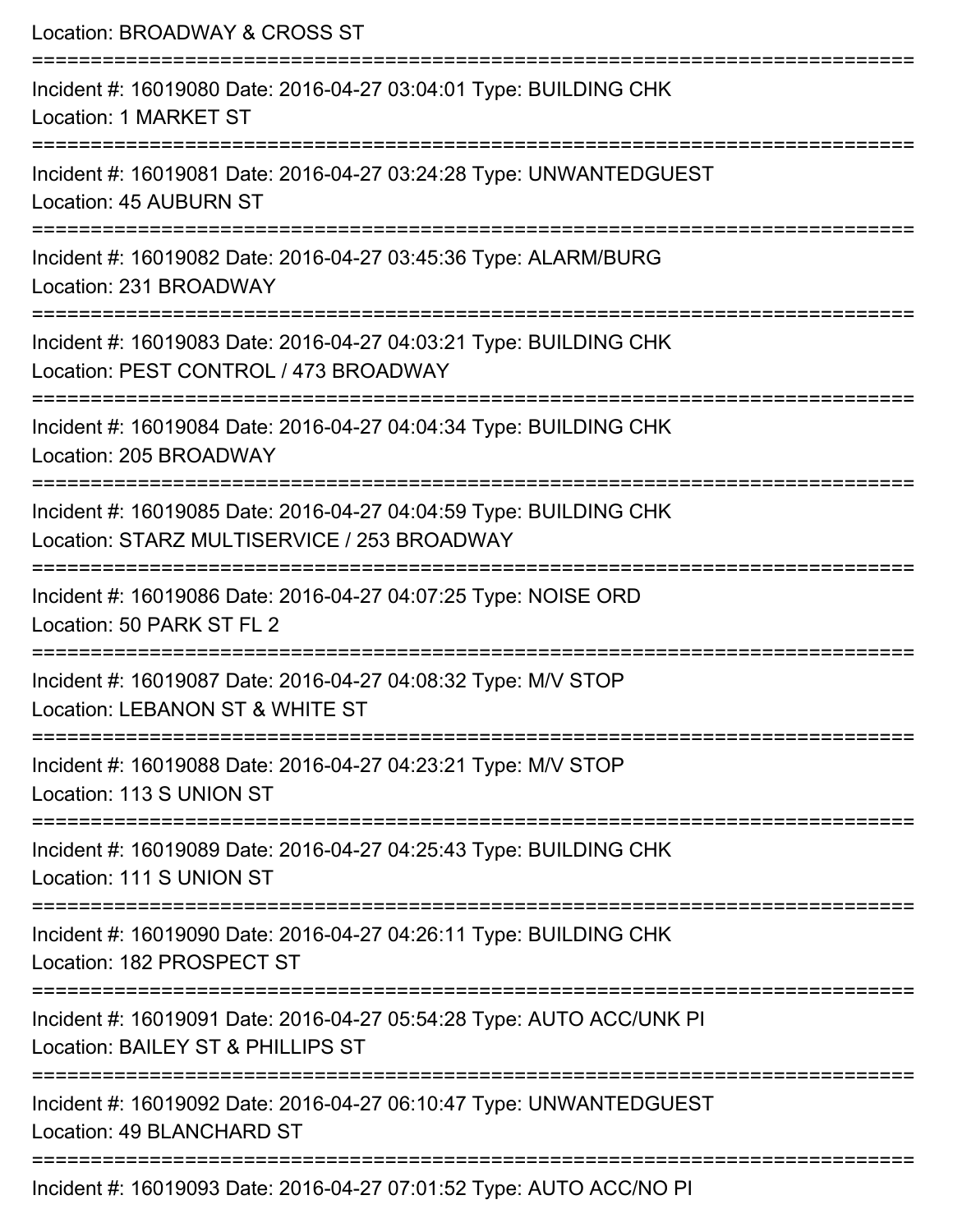Location: BROADWAY & CROSS ST

===========================================================================

Incident #: 16019080 Date: 2016-04-27 03:04:01 Type: BUILDING CHK
Location: 1 MARKET ST

===========================================================================

Incident #: 16019081 Date: 2016-04-27 03:24:28 Type: UNWANTEDGUEST
Location: 45 AUBURN ST

===========================================================================

Incident #: 16019082 Date: 2016-04-27 03:45:36 Type: ALARM/BURG
Location: 231 BROADWAY

===========================================================================

Incident #: 16019083 Date: 2016-04-27 04:03:21 Type: BUILDING CHK
Location: PEST CONTROL / 473 BROADWAY

===========================================================================

Incident #: 16019084 Date: 2016-04-27 04:04:34 Type: BUILDING CHK
Location: 205 BROADWAY

===========================================================================

Incident #: 16019085 Date: 2016-04-27 04:04:59 Type: BUILDING CHK
Location: STARZ MULTISERVICE / 253 BROADWAY

===========================================================================

Incident #: 16019086 Date: 2016-04-27 04:07:25 Type: NOISE ORD
Location: 50 PARK ST FL 2

===========================================================================

Incident #: 16019087 Date: 2016-04-27 04:08:32 Type: M/V STOP
Location: LEBANON ST & WHITE ST

===========================================================================

Incident #: 16019088 Date: 2016-04-27 04:23:21 Type: M/V STOP
Location: 113 S UNION ST

===========================================================================

Incident #: 16019089 Date: 2016-04-27 04:25:43 Type: BUILDING CHK
Location: 111 S UNION ST

===========================================================================

Incident #: 16019090 Date: 2016-04-27 04:26:11 Type: BUILDING CHK
Location: 182 PROSPECT ST

===========================================================================

Incident #: 16019091 Date: 2016-04-27 05:54:28 Type: AUTO ACC/UNK PI
Location: BAILEY ST & PHILLIPS ST

===========================================================================

Incident #: 16019092 Date: 2016-04-27 06:10:47 Type: UNWANTEDGUEST
Location: 49 BLANCHARD ST

===========================================================================

Incident #: 16019093 Date: 2016-04-27 07:01:52 Type: AUTO ACC/NO PI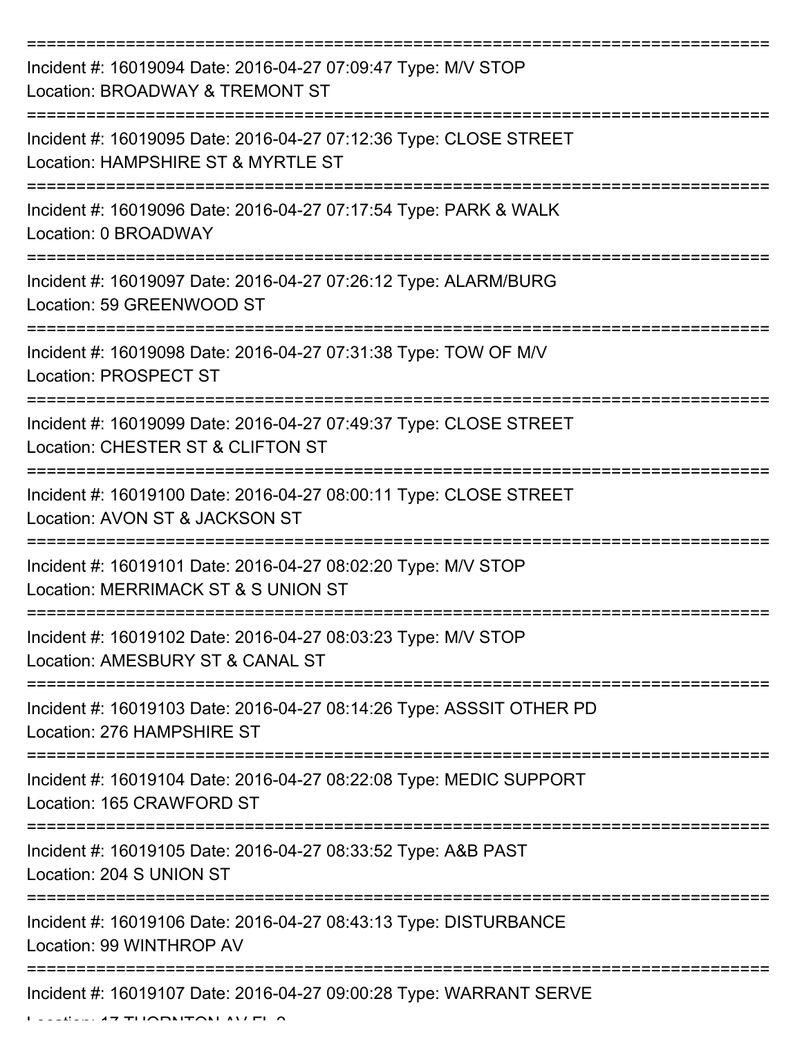===========================================================================

Incident #: 16019094 Date: 2016-04-27 07:09:47 Type: M/V STOP
Location: BROADWAY & TREMONT ST

===========================================================================

Incident #: 16019095 Date: 2016-04-27 07:12:36 Type: CLOSE STREET
Location: HAMPSHIRE ST & MYRTLE ST

===========================================================================

Incident #: 16019096 Date: 2016-04-27 07:17:54 Type: PARK & WALK
Location: 0 BROADWAY

===========================================================================

Incident #: 16019097 Date: 2016-04-27 07:26:12 Type: ALARM/BURG
Location: 59 GREENWOOD ST

===========================================================================

Incident #: 16019098 Date: 2016-04-27 07:31:38 Type: TOW OF M/V
Location: PROSPECT ST

===========================================================================

Incident #: 16019099 Date: 2016-04-27 07:49:37 Type: CLOSE STREET
Location: CHESTER ST & CLIFTON ST

===========================================================================

Incident #: 16019100 Date: 2016-04-27 08:00:11 Type: CLOSE STREET
Location: AVON ST & JACKSON ST

===========================================================================

Incident #: 16019101 Date: 2016-04-27 08:02:20 Type: M/V STOP
Location: MERRIMACK ST & S UNION ST

===========================================================================

Incident #: 16019102 Date: 2016-04-27 08:03:23 Type: M/V STOP
Location: AMESBURY ST & CANAL ST

===========================================================================

Incident #: 16019103 Date: 2016-04-27 08:14:26 Type: ASSSIT OTHER PD
Location: 276 HAMPSHIRE ST

===========================================================================

Incident #: 16019104 Date: 2016-04-27 08:22:08 Type: MEDIC SUPPORT
Location: 165 CRAWFORD ST

===========================================================================

Incident #: 16019105 Date: 2016-04-27 08:33:52 Type: A&B PAST
Location: 204 S UNION ST

===========================================================================

Incident #: 16019106 Date: 2016-04-27 08:43:13 Type: DISTURBANCE
Location: 99 WINTHROP AV

===========================================================================

Incident #: 16019107 Date: 2016-04-27 09:00:28 Type: WARRANT SERVE
Location: 17 THORNTON AV FL 2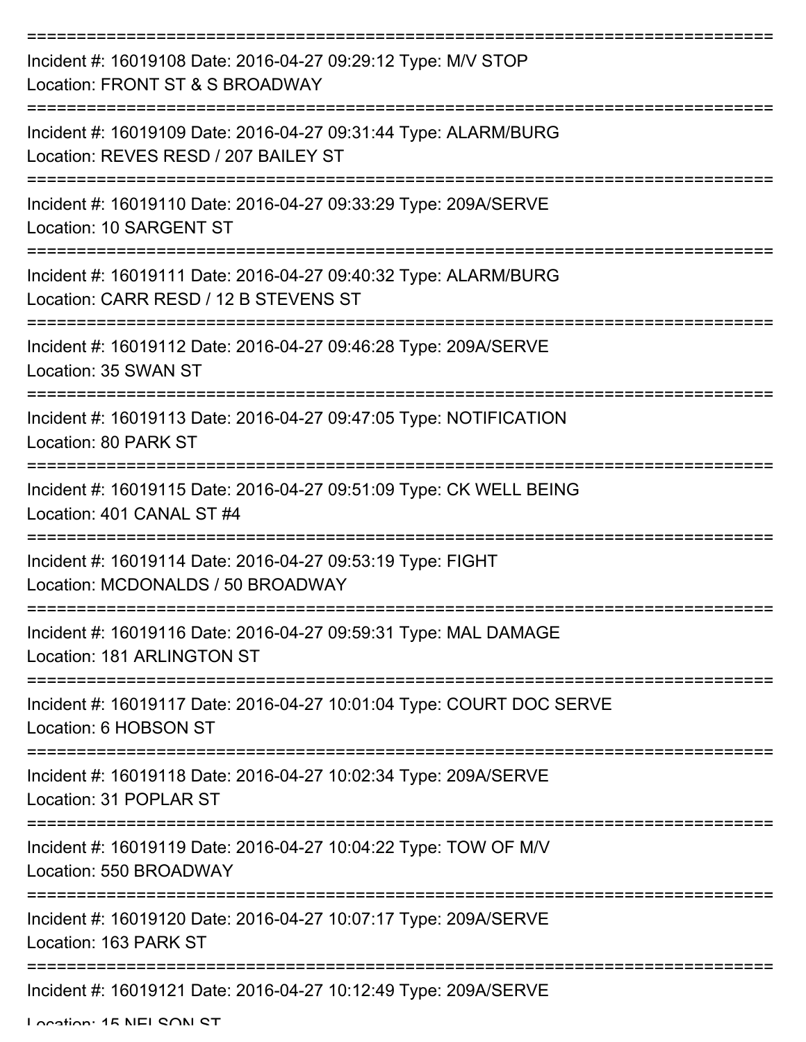Incident #: 16019108 Date: 2016-04-27 09:29:12 Type: M/V STOP
Location: FRONT ST & S BROADWAY

Incident #: 16019109 Date: 2016-04-27 09:31:44 Type: ALARM/BURG
Location: REVES RESD / 207 BAILEY ST

Incident #: 16019110 Date: 2016-04-27 09:33:29 Type: 209A/SERVE
Location: 10 SARGENT ST

Incident #: 16019111 Date: 2016-04-27 09:40:32 Type: ALARM/BURG
Location: CARR RESD / 12 B STEVENS ST

Incident #: 16019112 Date: 2016-04-27 09:46:28 Type: 209A/SERVE
Location: 35 SWAN ST

Incident #: 16019113 Date: 2016-04-27 09:47:05 Type: NOTIFICATION
Location: 80 PARK ST

Incident #: 16019115 Date: 2016-04-27 09:51:09 Type: CK WELL BEING
Location: 401 CANAL ST #4

Incident #: 16019114 Date: 2016-04-27 09:53:19 Type: FIGHT
Location: MCDONALDS / 50 BROADWAY

Incident #: 16019116 Date: 2016-04-27 09:59:31 Type: MAL DAMAGE
Location: 181 ARLINGTON ST

Incident #: 16019117 Date: 2016-04-27 10:01:04 Type: COURT DOC SERVE
Location: 6 HOBSON ST

Incident #: 16019118 Date: 2016-04-27 10:02:34 Type: 209A/SERVE
Location: 31 POPLAR ST

Incident #: 16019119 Date: 2016-04-27 10:04:22 Type: TOW OF M/V
Location: 550 BROADWAY

Incident #: 16019120 Date: 2016-04-27 10:07:17 Type: 209A/SERVE
Location: 163 PARK ST

Incident #: 16019121 Date: 2016-04-27 10:12:49 Type: 209A/SERVE
Location: 15 NELSON ST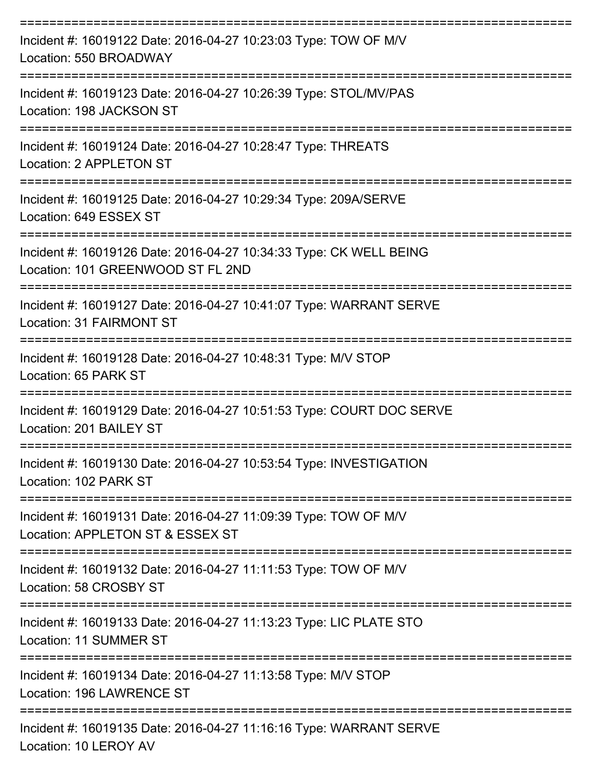===========================================================================

Incident #: 16019122 Date: 2016-04-27 10:23:03 Type: TOW OF M/V
Location: 550 BROADWAY

===========================================================================

Incident #: 16019123 Date: 2016-04-27 10:26:39 Type: STOL/MV/PAS
Location: 198 JACKSON ST

===========================================================================

Incident #: 16019124 Date: 2016-04-27 10:28:47 Type: THREATS
Location: 2 APPLETON ST

===========================================================================

Incident #: 16019125 Date: 2016-04-27 10:29:34 Type: 209A/SERVE
Location: 649 ESSEX ST

===========================================================================

Incident #: 16019126 Date: 2016-04-27 10:34:33 Type: CK WELL BEING
Location: 101 GREENWOOD ST FL 2ND

===========================================================================

Incident #: 16019127 Date: 2016-04-27 10:41:07 Type: WARRANT SERVE
Location: 31 FAIRMONT ST

===========================================================================

Incident #: 16019128 Date: 2016-04-27 10:48:31 Type: M/V STOP
Location: 65 PARK ST

===========================================================================

Incident #: 16019129 Date: 2016-04-27 10:51:53 Type: COURT DOC SERVE
Location: 201 BAILEY ST

===========================================================================

Incident #: 16019130 Date: 2016-04-27 10:53:54 Type: INVESTIGATION
Location: 102 PARK ST

===========================================================================

Incident #: 16019131 Date: 2016-04-27 11:09:39 Type: TOW OF M/V
Location: APPLETON ST & ESSEX ST

===========================================================================

Incident #: 16019132 Date: 2016-04-27 11:11:53 Type: TOW OF M/V
Location: 58 CROSBY ST

===========================================================================

Incident #: 16019133 Date: 2016-04-27 11:13:23 Type: LIC PLATE STO
Location: 11 SUMMER ST

===========================================================================

Incident #: 16019134 Date: 2016-04-27 11:13:58 Type: M/V STOP
Location: 196 LAWRENCE ST

===========================================================================

Incident #: 16019135 Date: 2016-04-27 11:16:16 Type: WARRANT SERVE
Location: 10 LEROY AV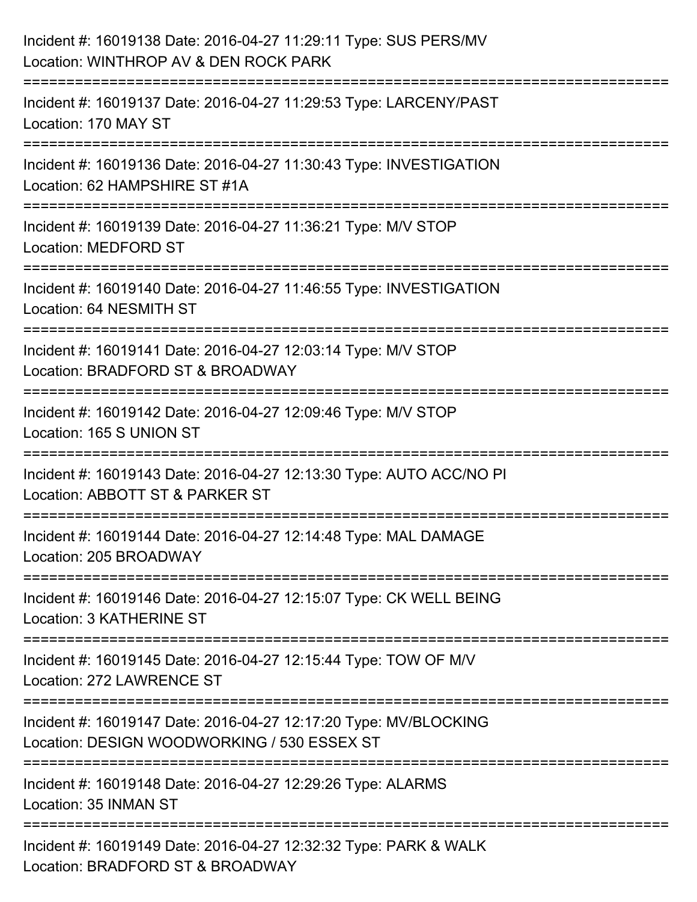Incident #: 16019138 Date: 2016-04-27 11:29:11 Type: SUS PERS/MV
Location: WINTHROP AV & DEN ROCK PARK

===========================================================================

Incident #: 16019137 Date: 2016-04-27 11:29:53 Type: LARCENY/PAST
Location: 170 MAY ST

===========================================================================

Incident #: 16019136 Date: 2016-04-27 11:30:43 Type: INVESTIGATION
Location: 62 HAMPSHIRE ST #1A

===========================================================================

Incident #: 16019139 Date: 2016-04-27 11:36:21 Type: M/V STOP
Location: MEDFORD ST

===========================================================================

Incident #: 16019140 Date: 2016-04-27 11:46:55 Type: INVESTIGATION
Location: 64 NESMITH ST

===========================================================================

Incident #: 16019141 Date: 2016-04-27 12:03:14 Type: M/V STOP
Location: BRADFORD ST & BROADWAY

===========================================================================

Incident #: 16019142 Date: 2016-04-27 12:09:46 Type: M/V STOP
Location: 165 S UNION ST

===========================================================================

Incident #: 16019143 Date: 2016-04-27 12:13:30 Type: AUTO ACC/NO PI
Location: ABBOTT ST & PARKER ST

===========================================================================

Incident #: 16019144 Date: 2016-04-27 12:14:48 Type: MAL DAMAGE
Location: 205 BROADWAY

===========================================================================

Incident #: 16019146 Date: 2016-04-27 12:15:07 Type: CK WELL BEING
Location: 3 KATHERINE ST

===========================================================================

Incident #: 16019145 Date: 2016-04-27 12:15:44 Type: TOW OF M/V
Location: 272 LAWRENCE ST

===========================================================================

Incident #: 16019147 Date: 2016-04-27 12:17:20 Type: MV/BLOCKING
Location: DESIGN WOODWORKING / 530 ESSEX ST

===========================================================================

Incident #: 16019148 Date: 2016-04-27 12:29:26 Type: ALARMS
Location: 35 INMAN ST

===========================================================================

Incident #: 16019149 Date: 2016-04-27 12:32:32 Type: PARK & WALK
Location: BRADFORD ST & BROADWAY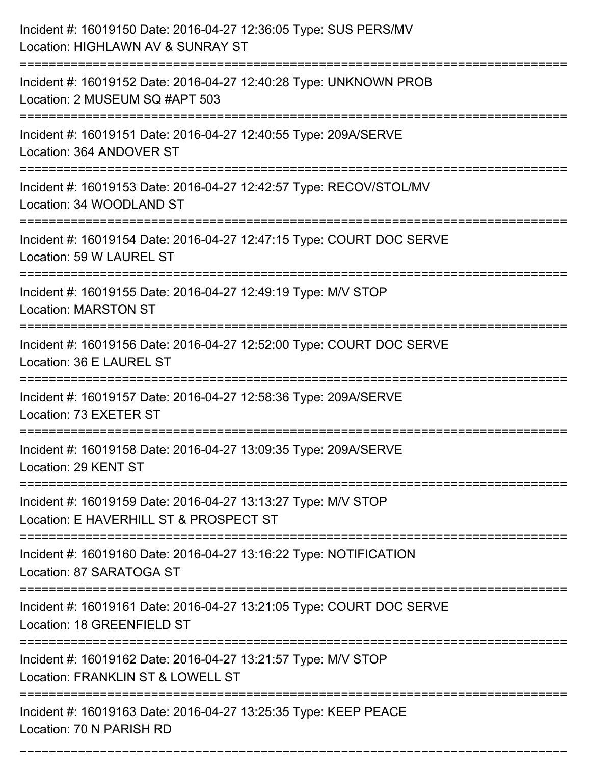Incident #: 16019150 Date: 2016-04-27 12:36:05 Type: SUS PERS/MV
Location: HIGHLAWN AV & SUNRAY ST

===========================================================================

Incident #: 16019152 Date: 2016-04-27 12:40:28 Type: UNKNOWN PROB
Location: 2 MUSEUM SQ #APT 503

===========================================================================

Incident #: 16019151 Date: 2016-04-27 12:40:55 Type: 209A/SERVE
Location: 364 ANDOVER ST

===========================================================================

Incident #: 16019153 Date: 2016-04-27 12:42:57 Type: RECOV/STOL/MV
Location: 34 WOODLAND ST

===========================================================================

Incident #: 16019154 Date: 2016-04-27 12:47:15 Type: COURT DOC SERVE
Location: 59 W LAUREL ST

===========================================================================

Incident #: 16019155 Date: 2016-04-27 12:49:19 Type: M/V STOP
Location: MARSTON ST

===========================================================================

Incident #: 16019156 Date: 2016-04-27 12:52:00 Type: COURT DOC SERVE
Location: 36 E LAUREL ST

===========================================================================

Incident #: 16019157 Date: 2016-04-27 12:58:36 Type: 209A/SERVE
Location: 73 EXETER ST

===========================================================================

Incident #: 16019158 Date: 2016-04-27 13:09:35 Type: 209A/SERVE
Location: 29 KENT ST

===========================================================================

Incident #: 16019159 Date: 2016-04-27 13:13:27 Type: M/V STOP
Location: E HAVERHILL ST & PROSPECT ST

===========================================================================

Incident #: 16019160 Date: 2016-04-27 13:16:22 Type: NOTIFICATION
Location: 87 SARATOGA ST

===========================================================================

Incident #: 16019161 Date: 2016-04-27 13:21:05 Type: COURT DOC SERVE
Location: 18 GREENFIELD ST

===========================================================================

Incident #: 16019162 Date: 2016-04-27 13:21:57 Type: M/V STOP
Location: FRANKLIN ST & LOWELL ST

===========================================================================

Incident #: 16019163 Date: 2016-04-27 13:25:35 Type: KEEP PEACE
Location: 70 N PARISH RD

===========================================================================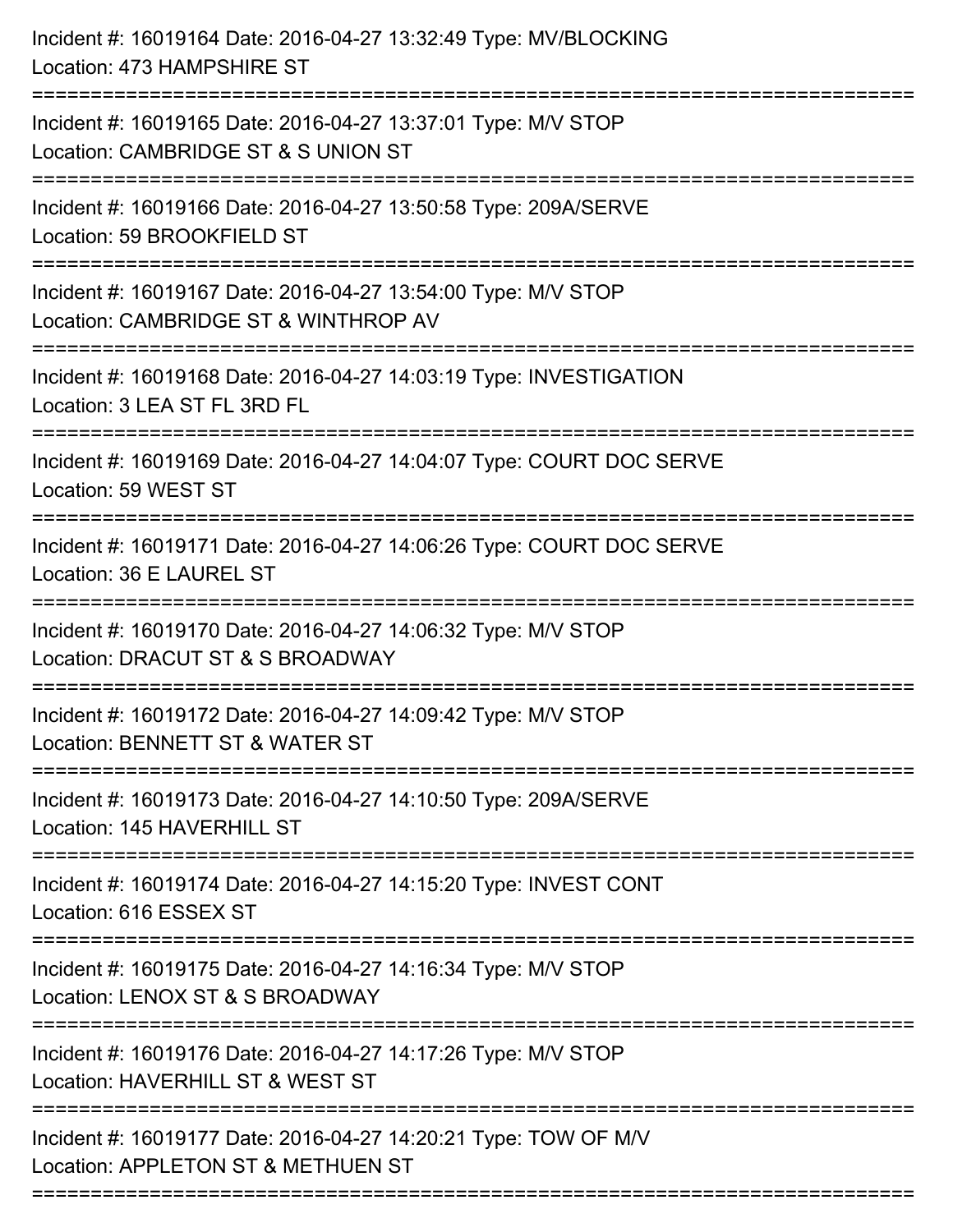Incident #: 16019164 Date: 2016-04-27 13:32:49 Type: MV/BLOCKING
Location: 473 HAMPSHIRE ST

===========================================================================

Incident #: 16019165 Date: 2016-04-27 13:37:01 Type: M/V STOP
Location: CAMBRIDGE ST & S UNION ST

===========================================================================

Incident #: 16019166 Date: 2016-04-27 13:50:58 Type: 209A/SERVE
Location: 59 BROOKFIELD ST

===========================================================================

Incident #: 16019167 Date: 2016-04-27 13:54:00 Type: M/V STOP
Location: CAMBRIDGE ST & WINTHROP AV

===========================================================================

Incident #: 16019168 Date: 2016-04-27 14:03:19 Type: INVESTIGATION
Location: 3 LEA ST FL 3RD FL

===========================================================================

Incident #: 16019169 Date: 2016-04-27 14:04:07 Type: COURT DOC SERVE
Location: 59 WEST ST

===========================================================================

Incident #: 16019171 Date: 2016-04-27 14:06:26 Type: COURT DOC SERVE
Location: 36 E LAUREL ST

===========================================================================

Incident #: 16019170 Date: 2016-04-27 14:06:32 Type: M/V STOP
Location: DRACUT ST & S BROADWAY

===========================================================================

Incident #: 16019172 Date: 2016-04-27 14:09:42 Type: M/V STOP
Location: BENNETT ST & WATER ST

===========================================================================

Incident #: 16019173 Date: 2016-04-27 14:10:50 Type: 209A/SERVE
Location: 145 HAVERHILL ST

===========================================================================

Incident #: 16019174 Date: 2016-04-27 14:15:20 Type: INVEST CONT
Location: 616 ESSEX ST

===========================================================================

Incident #: 16019175 Date: 2016-04-27 14:16:34 Type: M/V STOP
Location: LENOX ST & S BROADWAY

===========================================================================

Incident #: 16019176 Date: 2016-04-27 14:17:26 Type: M/V STOP
Location: HAVERHILL ST & WEST ST

===========================================================================

Incident #: 16019177 Date: 2016-04-27 14:20:21 Type: TOW OF M/V
Location: APPLETON ST & METHUEN ST

===========================================================================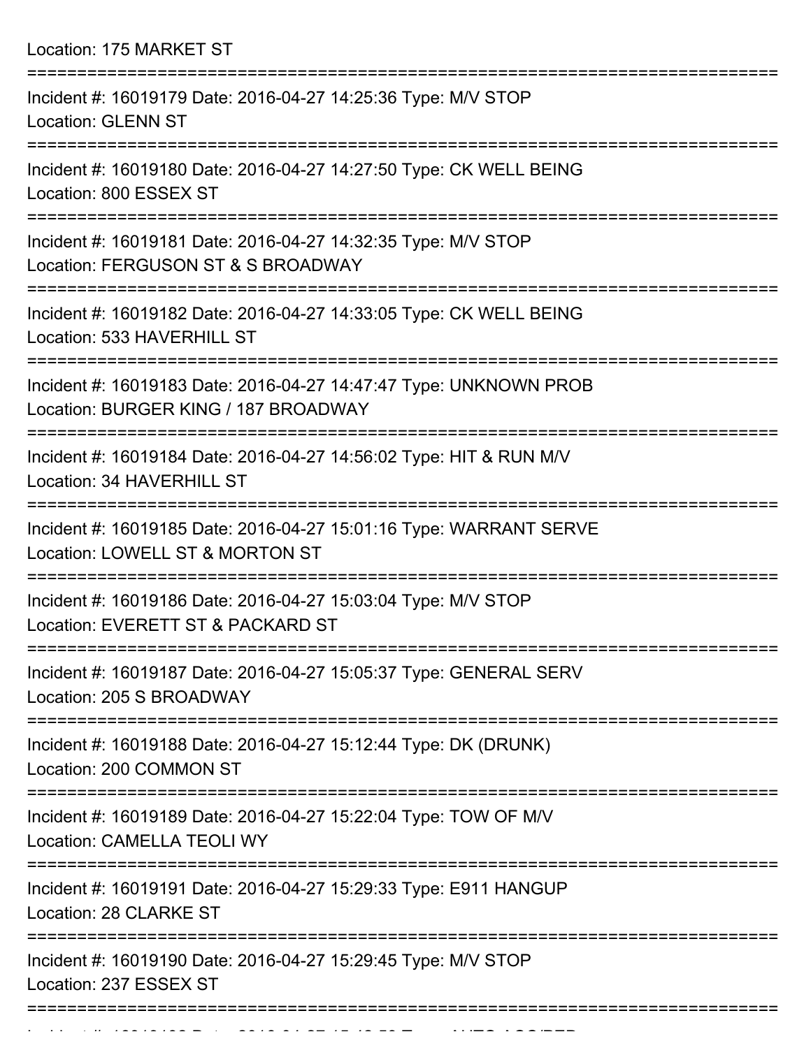Location: 175 MARKET ST

===========================================================================

Incident #: 16019179 Date: 2016-04-27 14:25:36 Type: M/V STOP
Location: GLENN ST

===========================================================================

Incident #: 16019180 Date: 2016-04-27 14:27:50 Type: CK WELL BEING
Location: 800 ESSEX ST

===========================================================================

Incident #: 16019181 Date: 2016-04-27 14:32:35 Type: M/V STOP
Location: FERGUSON ST & S BROADWAY

===========================================================================

Incident #: 16019182 Date: 2016-04-27 14:33:05 Type: CK WELL BEING
Location: 533 HAVERHILL ST

===========================================================================

Incident #: 16019183 Date: 2016-04-27 14:47:47 Type: UNKNOWN PROB
Location: BURGER KING / 187 BROADWAY

===========================================================================

Incident #: 16019184 Date: 2016-04-27 14:56:02 Type: HIT & RUN M/V
Location: 34 HAVERHILL ST

===========================================================================

Incident #: 16019185 Date: 2016-04-27 15:01:16 Type: WARRANT SERVE
Location: LOWELL ST & MORTON ST

===========================================================================

Incident #: 16019186 Date: 2016-04-27 15:03:04 Type: M/V STOP
Location: EVERETT ST & PACKARD ST

===========================================================================

Incident #: 16019187 Date: 2016-04-27 15:05:37 Type: GENERAL SERV
Location: 205 S BROADWAY

===========================================================================

Incident #: 16019188 Date: 2016-04-27 15:12:44 Type: DK (DRUNK)
Location: 200 COMMON ST

===========================================================================

Incident #: 16019189 Date: 2016-04-27 15:22:04 Type: TOW OF M/V
Location: CAMELLA TEOLI WY

===========================================================================

Incident #: 16019191 Date: 2016-04-27 15:29:33 Type: E911 HANGUP
Location: 28 CLARKE ST

===========================================================================

Incident #: 16019190 Date: 2016-04-27 15:29:45 Type: M/V STOP
Location: 237 ESSEX ST

===========================================================================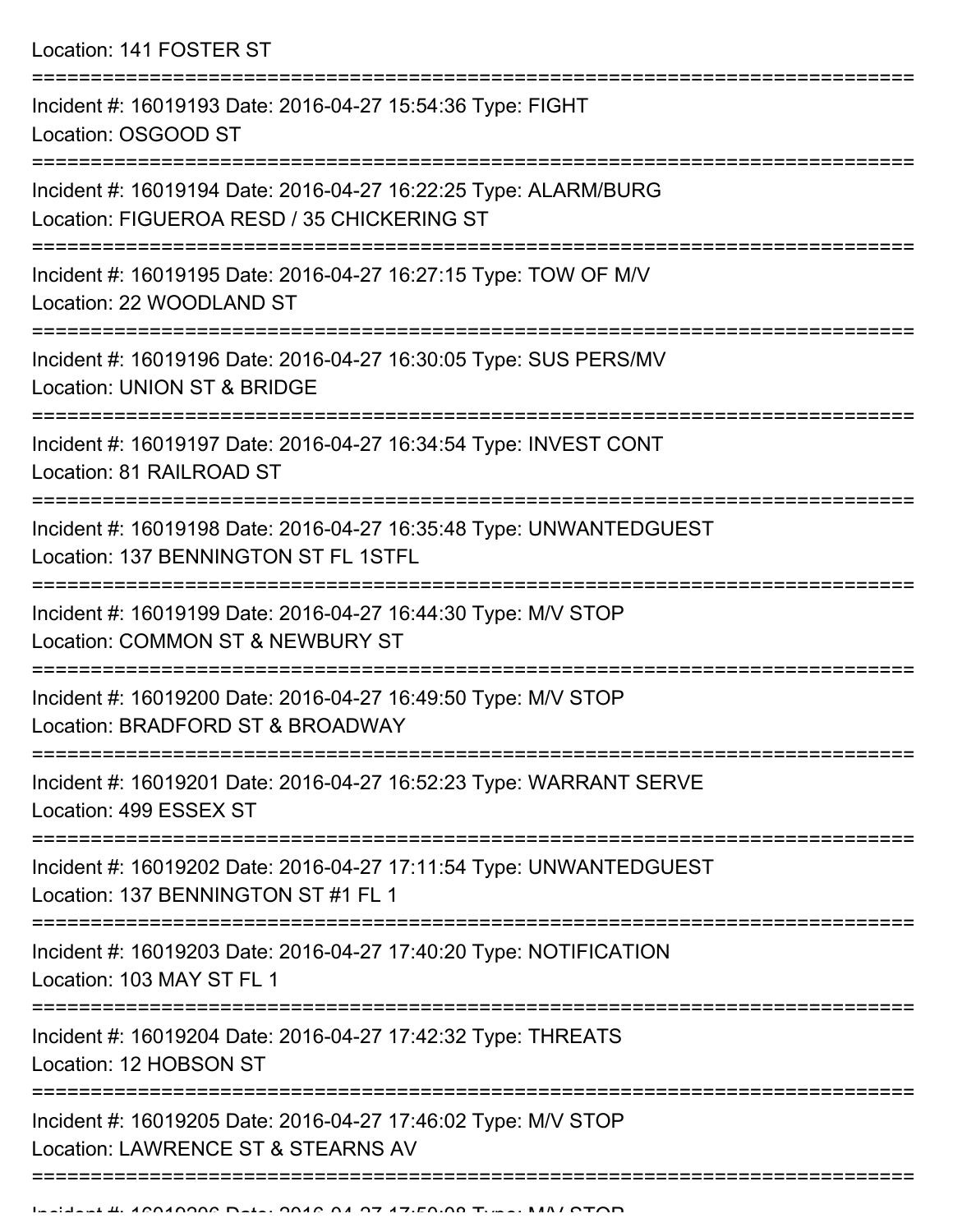Location: 141 FOSTER ST

===========================================================================

Incident #: 16019193 Date: 2016-04-27 15:54:36 Type: FIGHT
Location: OSGOOD ST

===========================================================================

Incident #: 16019194 Date: 2016-04-27 16:22:25 Type: ALARM/BURG
Location: FIGUEROA RESD / 35 CHICKERING ST

===========================================================================

Incident #: 16019195 Date: 2016-04-27 16:27:15 Type: TOW OF M/V
Location: 22 WOODLAND ST

===========================================================================

Incident #: 16019196 Date: 2016-04-27 16:30:05 Type: SUS PERS/MV
Location: UNION ST & BRIDGE

===========================================================================

Incident #: 16019197 Date: 2016-04-27 16:34:54 Type: INVEST CONT
Location: 81 RAILROAD ST

===========================================================================

Incident #: 16019198 Date: 2016-04-27 16:35:48 Type: UNWANTEDGUEST
Location: 137 BENNINGTON ST FL 1STFL

===========================================================================

Incident #: 16019199 Date: 2016-04-27 16:44:30 Type: M/V STOP
Location: COMMON ST & NEWBURY ST

===========================================================================

Incident #: 16019200 Date: 2016-04-27 16:49:50 Type: M/V STOP
Location: BRADFORD ST & BROADWAY

===========================================================================

Incident #: 16019201 Date: 2016-04-27 16:52:23 Type: WARRANT SERVE
Location: 499 ESSEX ST

===========================================================================

Incident #: 16019202 Date: 2016-04-27 17:11:54 Type: UNWANTEDGUEST
Location: 137 BENNINGTON ST #1 FL 1

===========================================================================

Incident #: 16019203 Date: 2016-04-27 17:40:20 Type: NOTIFICATION
Location: 103 MAY ST FL 1

===========================================================================

Incident #: 16019204 Date: 2016-04-27 17:42:32 Type: THREATS
Location: 12 HOBSON ST

===========================================================================

Incident #: 16019205 Date: 2016-04-27 17:46:02 Type: M/V STOP
Location: LAWRENCE ST & STEARNS AV

===========================================================================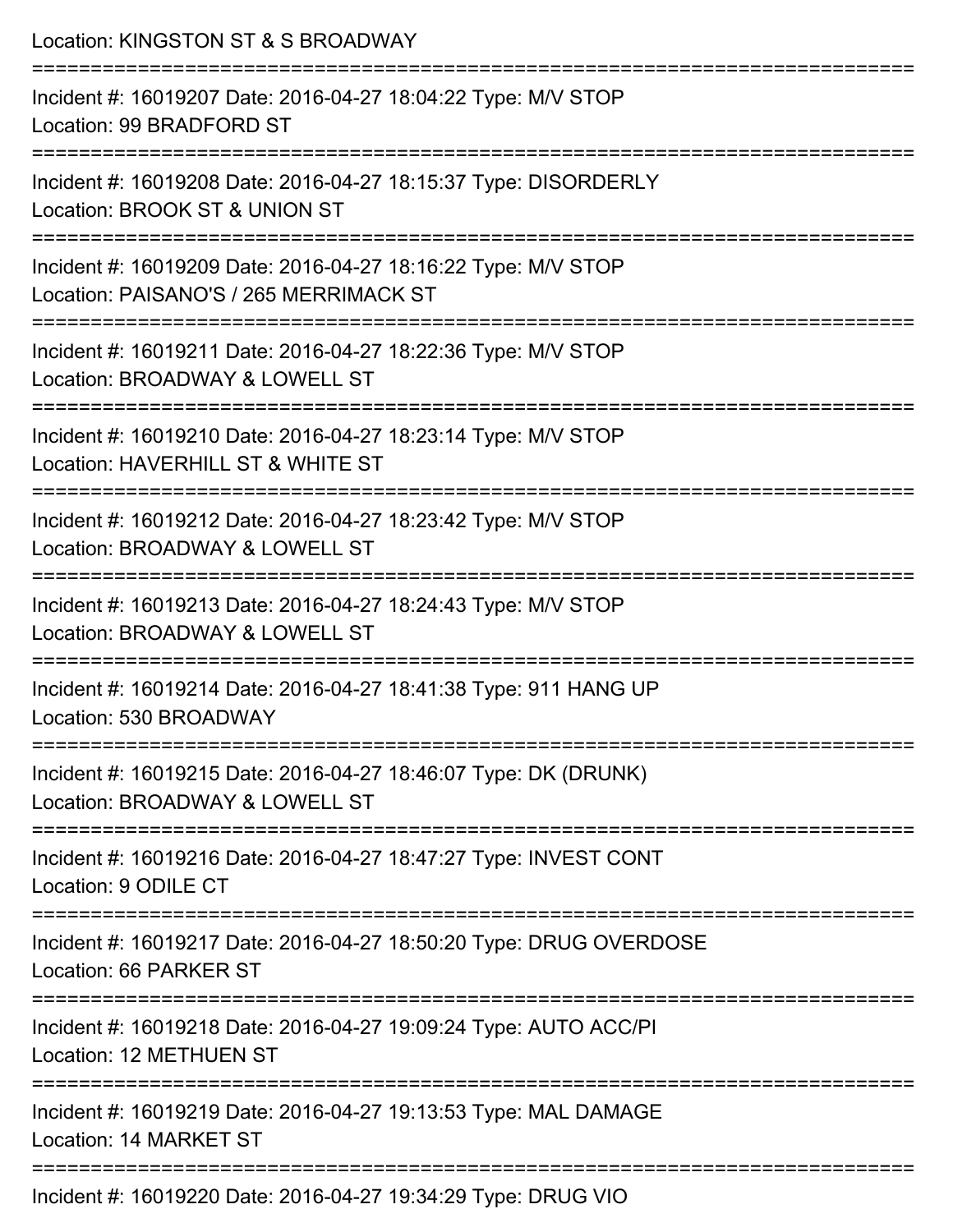Location: KINGSTON ST & S BROADWAY

===========================================================================

Incident #: 16019207 Date: 2016-04-27 18:04:22 Type: M/V STOP
Location: 99 BRADFORD ST

===========================================================================

Incident #: 16019208 Date: 2016-04-27 18:15:37 Type: DISORDERLY
Location: BROOK ST & UNION ST

===========================================================================

Incident #: 16019209 Date: 2016-04-27 18:16:22 Type: M/V STOP
Location: PAISANO'S / 265 MERRIMACK ST

===========================================================================

Incident #: 16019211 Date: 2016-04-27 18:22:36 Type: M/V STOP
Location: BROADWAY & LOWELL ST

===========================================================================

Incident #: 16019210 Date: 2016-04-27 18:23:14 Type: M/V STOP
Location: HAVERHILL ST & WHITE ST

===========================================================================

Incident #: 16019212 Date: 2016-04-27 18:23:42 Type: M/V STOP
Location: BROADWAY & LOWELL ST

===========================================================================

Incident #: 16019213 Date: 2016-04-27 18:24:43 Type: M/V STOP
Location: BROADWAY & LOWELL ST

===========================================================================

Incident #: 16019214 Date: 2016-04-27 18:41:38 Type: 911 HANG UP
Location: 530 BROADWAY

===========================================================================

Incident #: 16019215 Date: 2016-04-27 18:46:07 Type: DK (DRUNK)
Location: BROADWAY & LOWELL ST

===========================================================================

Incident #: 16019216 Date: 2016-04-27 18:47:27 Type: INVEST CONT
Location: 9 ODILE CT

===========================================================================

Incident #: 16019217 Date: 2016-04-27 18:50:20 Type: DRUG OVERDOSE
Location: 66 PARKER ST

===========================================================================

Incident #: 16019218 Date: 2016-04-27 19:09:24 Type: AUTO ACC/PI
Location: 12 METHUEN ST

===========================================================================

Incident #: 16019219 Date: 2016-04-27 19:13:53 Type: MAL DAMAGE
Location: 14 MARKET ST

===========================================================================

Incident #: 16019220 Date: 2016-04-27 19:34:29 Type: DRUG VIO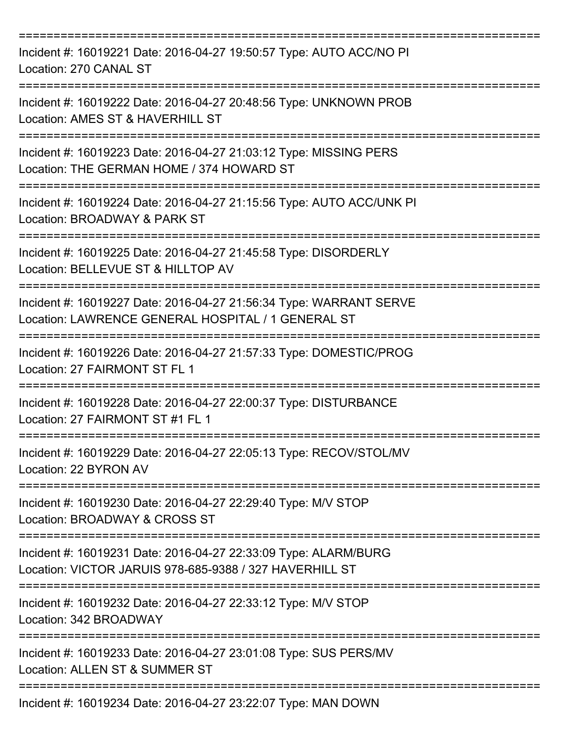===========================================================================

Incident #: 16019221 Date: 2016-04-27 19:50:57 Type: AUTO ACC/NO PI
Location: 270 CANAL ST

===========================================================================

Incident #: 16019222 Date: 2016-04-27 20:48:56 Type: UNKNOWN PROB
Location: AMES ST & HAVERHILL ST

===========================================================================

Incident #: 16019223 Date: 2016-04-27 21:03:12 Type: MISSING PERS
Location: THE GERMAN HOME / 374 HOWARD ST

===========================================================================

Incident #: 16019224 Date: 2016-04-27 21:15:56 Type: AUTO ACC/UNK PI
Location: BROADWAY & PARK ST

===========================================================================

Incident #: 16019225 Date: 2016-04-27 21:45:58 Type: DISORDERLY
Location: BELLEVUE ST & HILLTOP AV

===========================================================================

Incident #: 16019227 Date: 2016-04-27 21:56:34 Type: WARRANT SERVE
Location: LAWRENCE GENERAL HOSPITAL / 1 GENERAL ST

===========================================================================

Incident #: 16019226 Date: 2016-04-27 21:57:33 Type: DOMESTIC/PROG
Location: 27 FAIRMONT ST FL 1

===========================================================================

Incident #: 16019228 Date: 2016-04-27 22:00:37 Type: DISTURBANCE
Location: 27 FAIRMONT ST #1 FL 1

===========================================================================

Incident #: 16019229 Date: 2016-04-27 22:05:13 Type: RECOV/STOL/MV
Location: 22 BYRON AV

===========================================================================

Incident #: 16019230 Date: 2016-04-27 22:29:40 Type: M/V STOP
Location: BROADWAY & CROSS ST

===========================================================================

Incident #: 16019231 Date: 2016-04-27 22:33:09 Type: ALARM/BURG
Location: VICTOR JARUIS 978-685-9388 / 327 HAVERHILL ST

===========================================================================

Incident #: 16019232 Date: 2016-04-27 22:33:12 Type: M/V STOP
Location: 342 BROADWAY

===========================================================================

Incident #: 16019233 Date: 2016-04-27 23:01:08 Type: SUS PERS/MV
Location: ALLEN ST & SUMMER ST

===========================================================================

Incident #: 16019234 Date: 2016-04-27 23:22:07 Type: MAN DOWN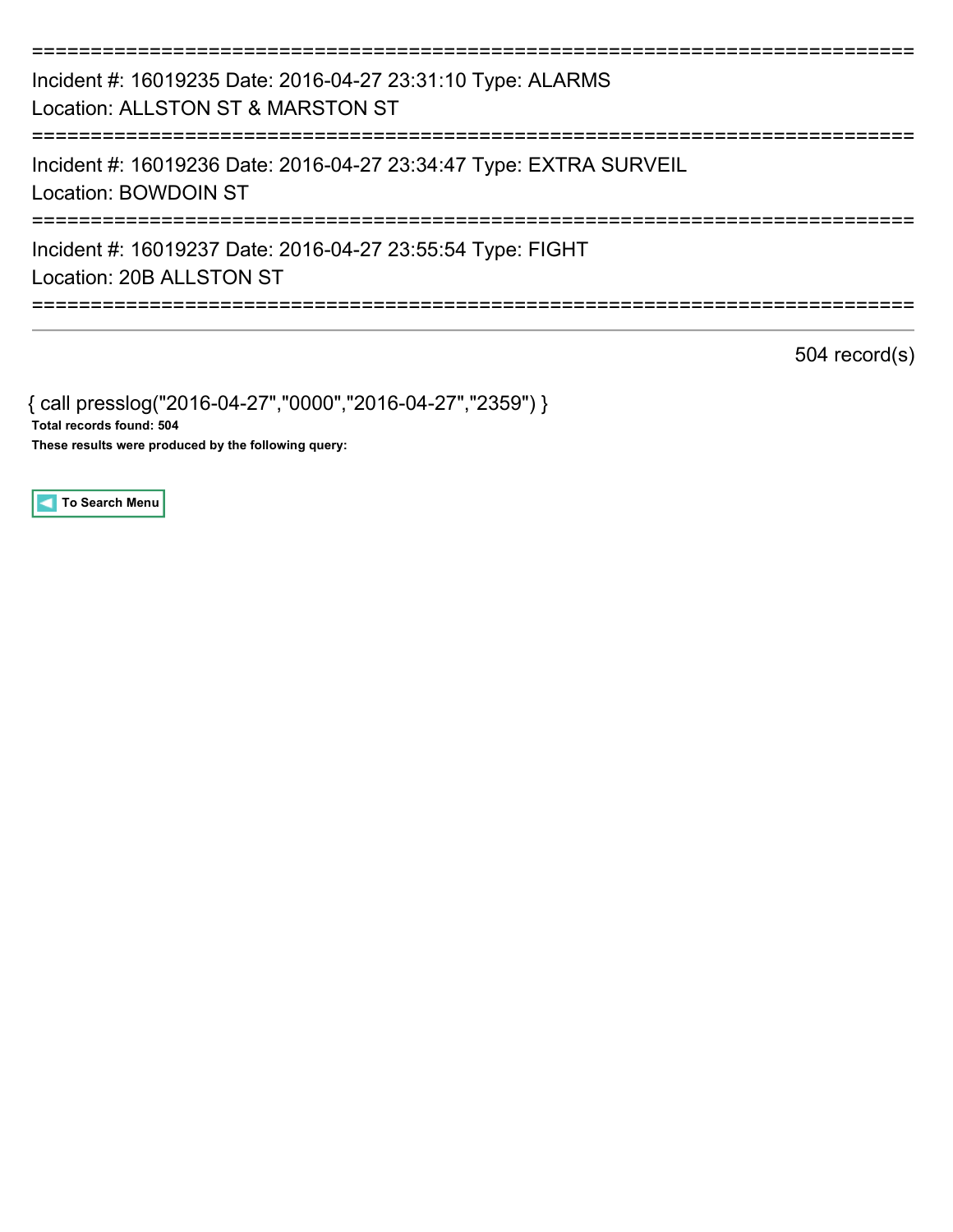===========================================================================

Incident #: 16019235 Date: 2016-04-27 23:31:10 Type: ALARMS
Location: ALLSTON ST & MARSTON ST

===========================================================================

Incident #: 16019236 Date: 2016-04-27 23:34:47 Type: EXTRA SURVEIL
Location: BOWDOIN ST

===========================================================================

Incident #: 16019237 Date: 2016-04-27 23:55:54 Type: FIGHT
Location: 20B ALLSTON ST

===========================================================================

504 record(s)

{ call presslog("2016-04-27","0000","2016-04-27","2359") }

**Total records found: 504**

**These results were produced by the following query:**

**To Search Menu**